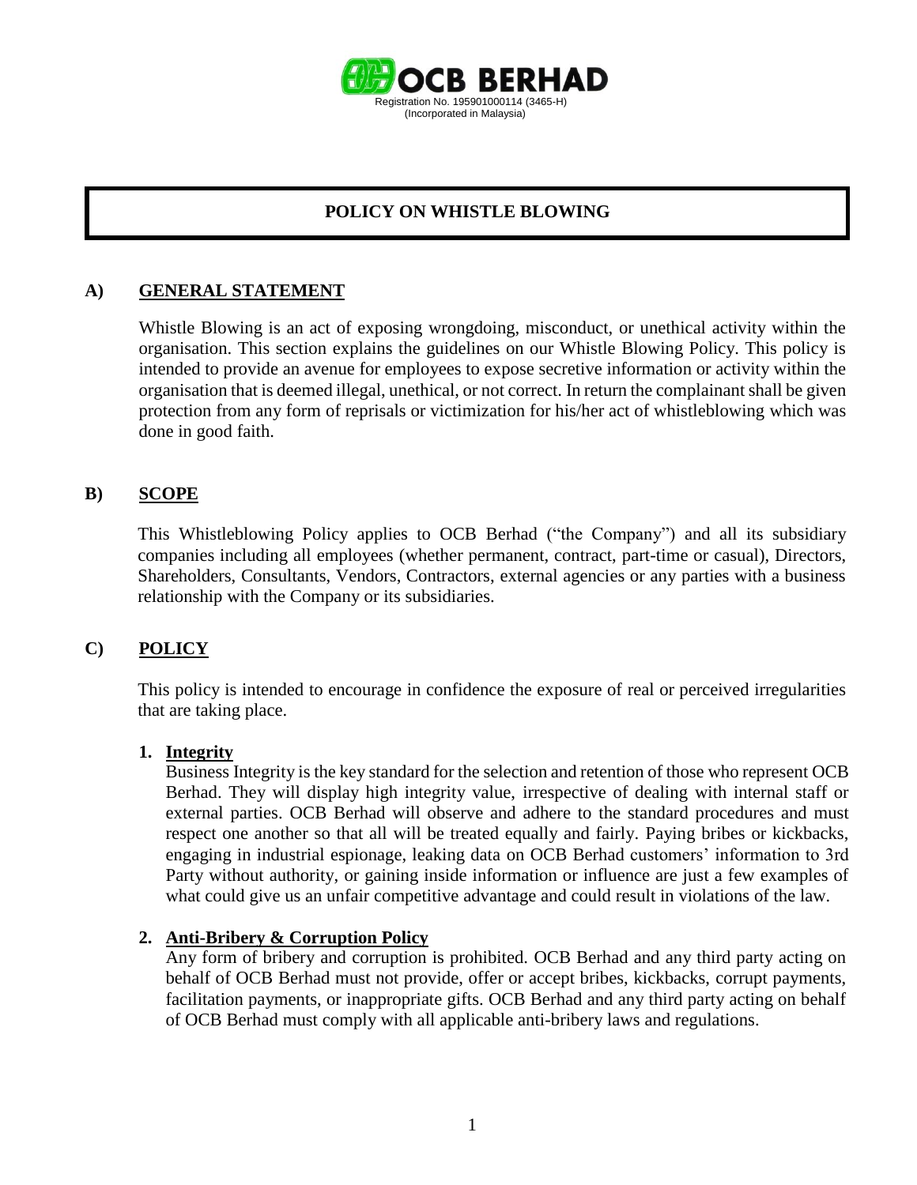**OCB BERHAD**

Registration No. 195901000114 (3465-H)
(Incorporated in Malaysia)

# POLICY ON WHISTLE BLOWING

## A) GENERAL STATEMENT

Whistle Blowing is an act of exposing wrongdoing, misconduct, or unethical activity within the organisation. This section explains the guidelines on our Whistle Blowing Policy. This policy is intended to provide an avenue for employees to expose secretive information or activity within the organisation that is deemed illegal, unethical, or not correct. In return the complainant shall be given protection from any form of reprisals or victimization for his/her act of whistleblowing which was done in good faith.

## B) SCOPE

This Whistleblowing Policy applies to OCB Berhad ("the Company") and all its subsidiary companies including all employees (whether permanent, contract, part-time or casual), Directors, Shareholders, Consultants, Vendors, Contractors, external agencies or any parties with a business relationship with the Company or its subsidiaries.

## C) POLICY

This policy is intended to encourage in confidence the exposure of real or perceived irregularities that are taking place.

### 1. Integrity

Business Integrity is the key standard for the selection and retention of those who represent OCB Berhad. They will display high integrity value, irrespective of dealing with internal staff or external parties. OCB Berhad will observe and adhere to the standard procedures and must respect one another so that all will be treated equally and fairly. Paying bribes or kickbacks, engaging in industrial espionage, leaking data on OCB Berhad customers' information to 3rd Party without authority, or gaining inside information or influence are just a few examples of what could give us an unfair competitive advantage and could result in violations of the law.

### 2. Anti-Bribery & Corruption Policy

Any form of bribery and corruption is prohibited. OCB Berhad and any third party acting on behalf of OCB Berhad must not provide, offer or accept bribes, kickbacks, corrupt payments, facilitation payments, or inappropriate gifts. OCB Berhad and any third party acting on behalf of OCB Berhad must comply with all applicable anti-bribery laws and regulations.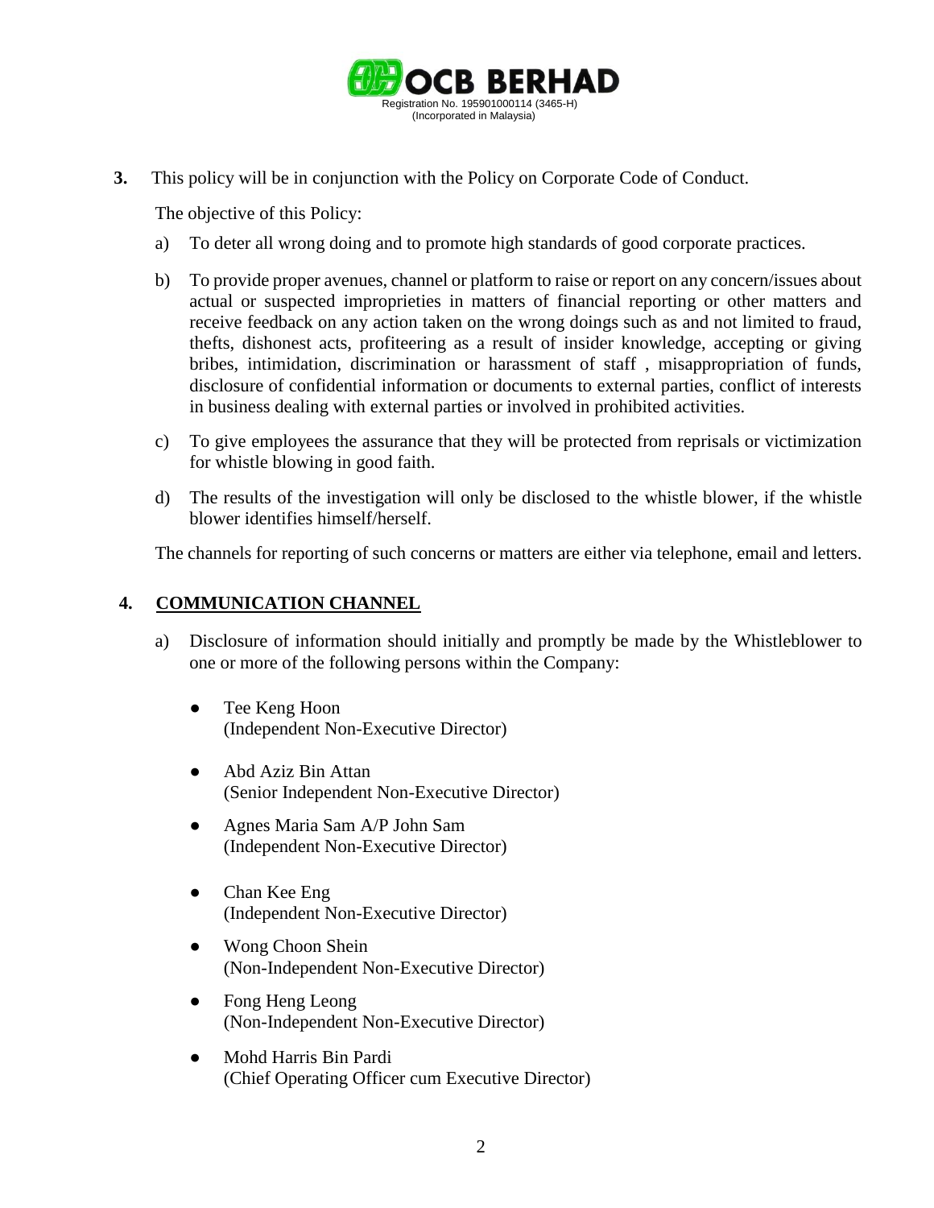**3.** This policy will be in conjunction with the Policy on Corporate Code of Conduct.

The objective of this Policy:

a) To deter all wrong doing and to promote high standards of good corporate practices.

b) To provide proper avenues, channel or platform to raise or report on any concern/issues about actual or suspected improprieties in matters of financial reporting or other matters and receive feedback on any action taken on the wrong doings such as and not limited to fraud, thefts, dishonest acts, profiteering as a result of insider knowledge, accepting or giving bribes, intimidation, discrimination or harassment of staff , misappropriation of funds, disclosure of confidential information or documents to external parties, conflict of interests in business dealing with external parties or involved in prohibited activities.

c) To give employees the assurance that they will be protected from reprisals or victimization for whistle blowing in good faith.

d) The results of the investigation will only be disclosed to the whistle blower, if the whistle blower identifies himself/herself.

The channels for reporting of such concerns or matters are either via telephone, email and letters.

## 4. COMMUNICATION CHANNEL

a) Disclosure of information should initially and promptly be made by the Whistleblower to one or more of the following persons within the Company:

- Tee Keng Hoon
  (Independent Non-Executive Director)
- Abd Aziz Bin Attan
  (Senior Independent Non-Executive Director)
- Agnes Maria Sam A/P John Sam
  (Independent Non-Executive Director)
- Chan Kee Eng
  (Independent Non-Executive Director)
- Wong Choon Shein
  (Non-Independent Non-Executive Director)
- Fong Heng Leong
  (Non-Independent Non-Executive Director)
- Mohd Harris Bin Pardi
  (Chief Operating Officer cum Executive Director)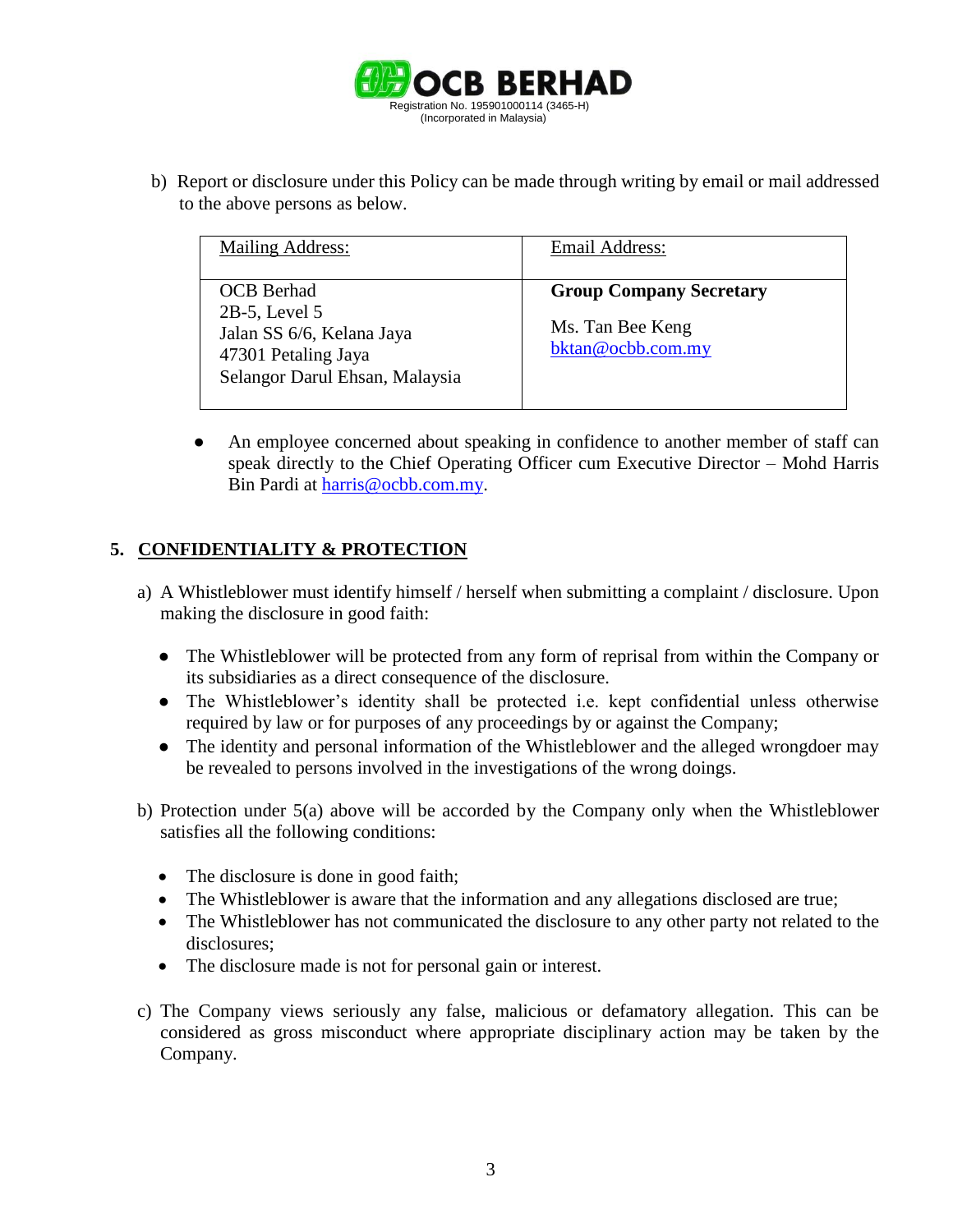b) Report or disclosure under this Policy can be made through writing by email or mail addressed to the above persons as below.

| Mailing Address: | Email Address: |
|---|---|
| OCB Berhad<br>2B-5, Level 5<br>Jalan SS 6/6, Kelana Jaya<br>47301 Petaling Jaya<br>Selangor Darul Ehsan, Malaysia | **Group Company Secretary**<br><br>Ms. Tan Bee Keng<br>bktan@ocbb.com.my |

- An employee concerned about speaking in confidence to another member of staff can speak directly to the Chief Operating Officer cum Executive Director – Mohd Harris Bin Pardi at harris@ocbb.com.my.

## 5. CONFIDENTIALITY & PROTECTION

a) A Whistleblower must identify himself / herself when submitting a complaint / disclosure. Upon making the disclosure in good faith:

- The Whistleblower will be protected from any form of reprisal from within the Company or its subsidiaries as a direct consequence of the disclosure.
- The Whistleblower's identity shall be protected i.e. kept confidential unless otherwise required by law or for purposes of any proceedings by or against the Company;
- The identity and personal information of the Whistleblower and the alleged wrongdoer may be revealed to persons involved in the investigations of the wrong doings.

b) Protection under 5(a) above will be accorded by the Company only when the Whistleblower satisfies all the following conditions:

- The disclosure is done in good faith;
- The Whistleblower is aware that the information and any allegations disclosed are true;
- The Whistleblower has not communicated the disclosure to any other party not related to the disclosures;
- The disclosure made is not for personal gain or interest.

c) The Company views seriously any false, malicious or defamatory allegation. This can be considered as gross misconduct where appropriate disciplinary action may be taken by the Company.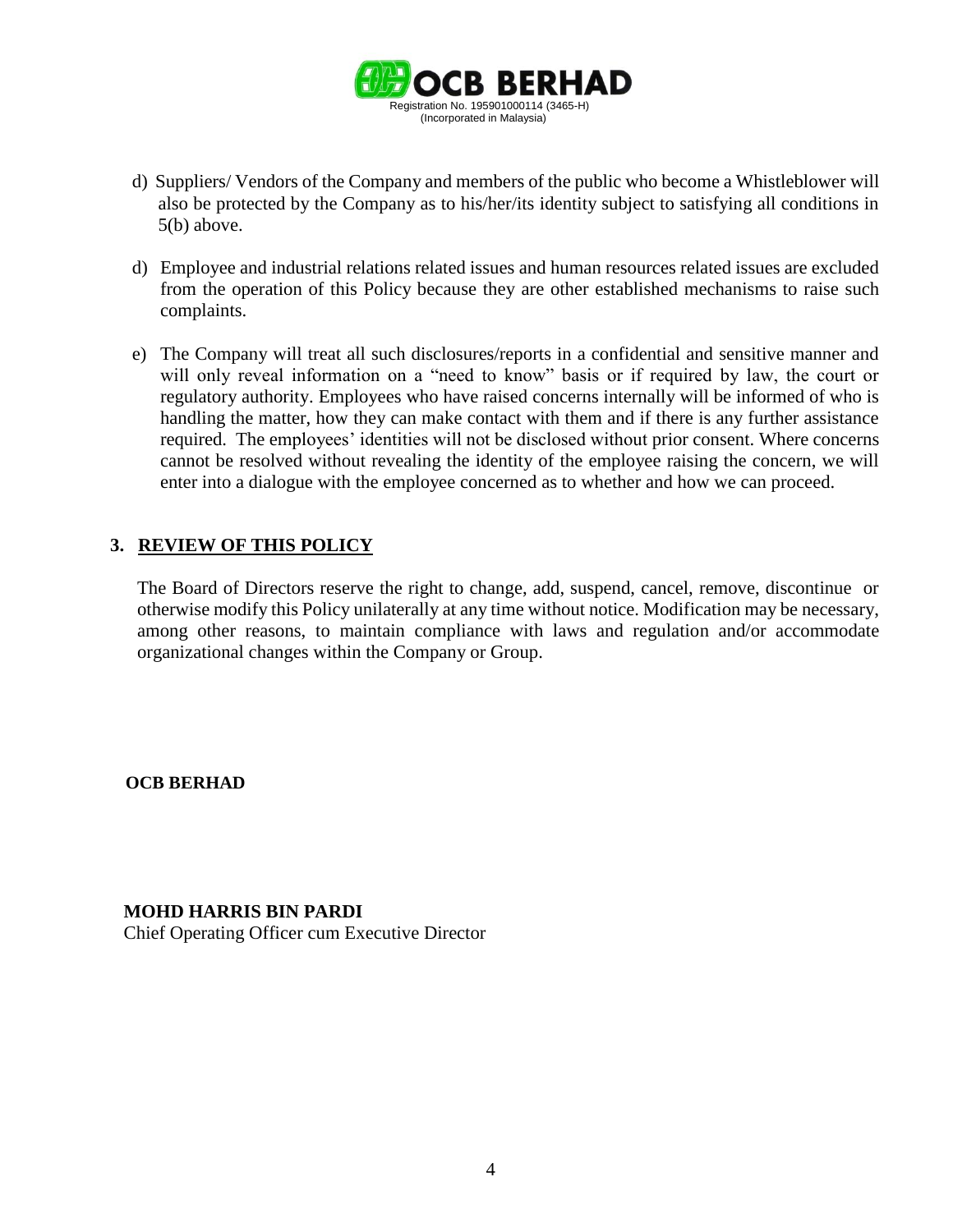d) Suppliers/ Vendors of the Company and members of the public who become a Whistleblower will also be protected by the Company as to his/her/its identity subject to satisfying all conditions in 5(b) above.

d) Employee and industrial relations related issues and human resources related issues are excluded from the operation of this Policy because they are other established mechanisms to raise such complaints.

e) The Company will treat all such disclosures/reports in a confidential and sensitive manner and will only reveal information on a "need to know" basis or if required by law, the court or regulatory authority. Employees who have raised concerns internally will be informed of who is handling the matter, how they can make contact with them and if there is any further assistance required. The employees' identities will not be disclosed without prior consent. Where concerns cannot be resolved without revealing the identity of the employee raising the concern, we will enter into a dialogue with the employee concerned as to whether and how we can proceed.

## 3. REVIEW OF THIS POLICY

The Board of Directors reserve the right to change, add, suspend, cancel, remove, discontinue or otherwise modify this Policy unilaterally at any time without notice. Modification may be necessary, among other reasons, to maintain compliance with laws and regulation and/or accommodate organizational changes within the Company or Group.

**OCB BERHAD**

**MOHD HARRIS BIN PARDI**
Chief Operating Officer cum Executive Director